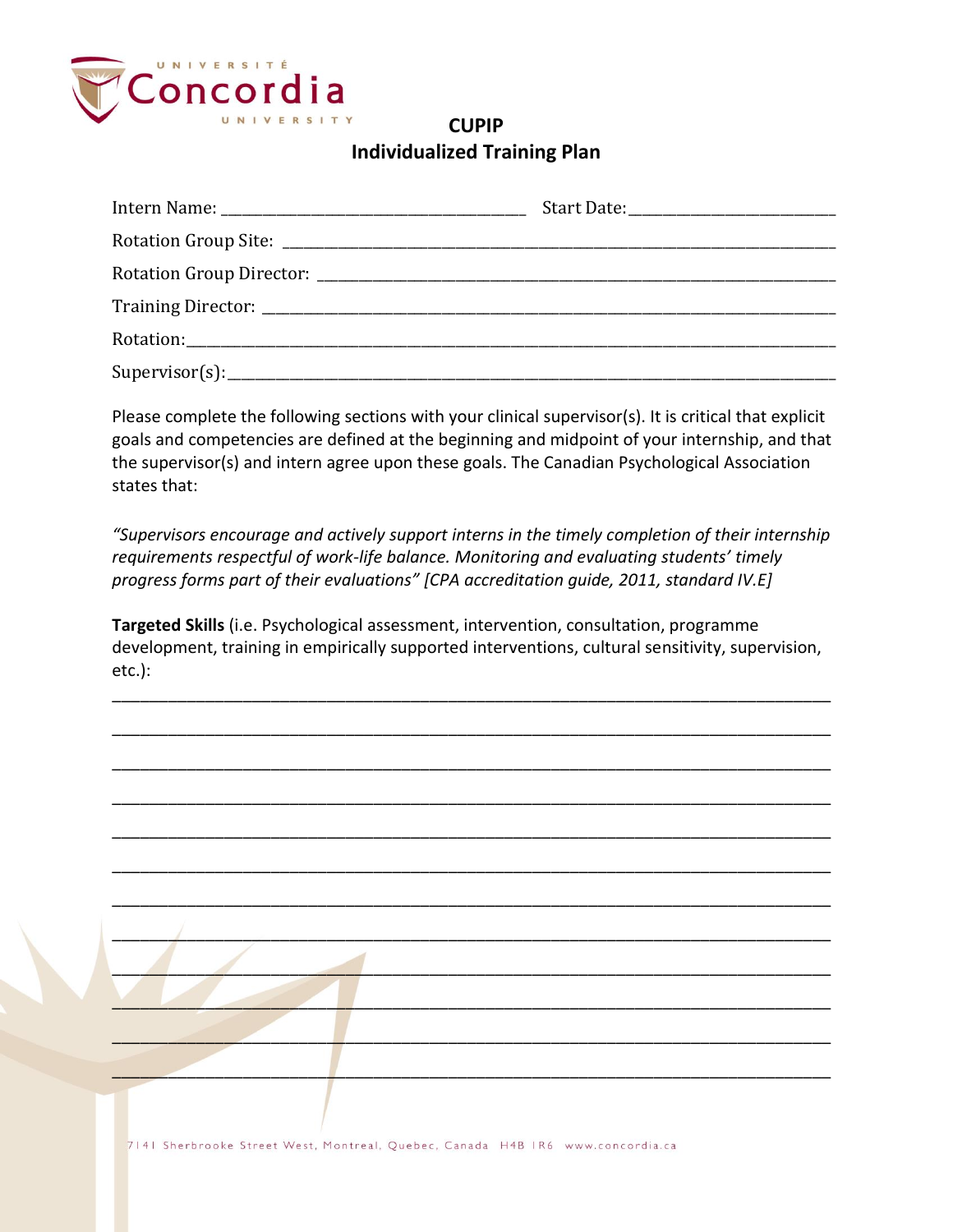# CUPIP
## Individualized Training Plan

Intern Name: ___________________________________ Start Date: ________________________

Rotation Group Site: ________________________________________________________________

Rotation Group Director: _____________________________________________________________

Training Director: __________________________________________________________________

Rotation: _________________________________________________________________________

Supervisor(s): _____________________________________________________________________

Please complete the following sections with your clinical supervisor(s). It is critical that explicit goals and competencies are defined at the beginning and midpoint of your internship, and that the supervisor(s) and intern agree upon these goals. The Canadian Psychological Association states that:

*"Supervisors encourage and actively support interns in the timely completion of their internship requirements respectful of work-life balance. Monitoring and evaluating students' timely progress forms part of their evaluations" [CPA accreditation guide, 2011, standard IV.E]*

**Targeted Skills** (i.e. Psychological assessment, intervention, consultation, programme development, training in empirically supported interventions, cultural sensitivity, supervision, etc.):

______________________________________________________________________________

______________________________________________________________________________

______________________________________________________________________________

______________________________________________________________________________

______________________________________________________________________________

______________________________________________________________________________

______________________________________________________________________________

______________________________________________________________________________

______________________________________________________________________________

______________________________________________________________________________

______________________________________________________________________________

______________________________________________________________________________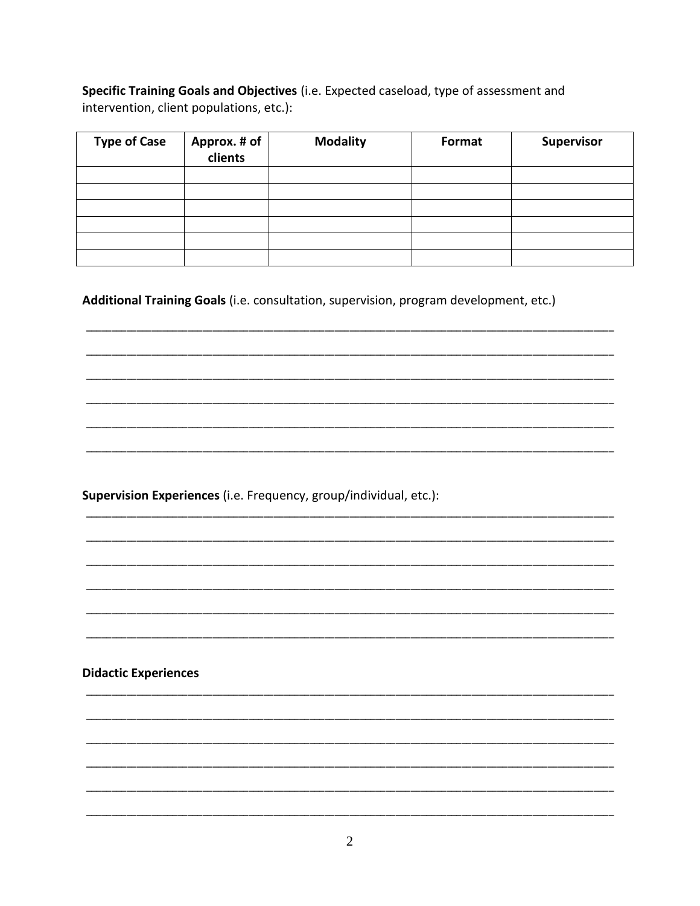**Specific Training Goals and Objectives** (i.e. Expected caseload, type of assessment and intervention, client populations, etc.):

| Type of Case | Approx. # of clients | Modality | Format | Supervisor |
|---|---|---|---|---|
| | | | | |
| | | | | |
| | | | | |
| | | | | |
| | | | | |
| | | | | |

**Additional Training Goals** (i.e. consultation, supervision, program development, etc.)

______________________________________________________________________________

______________________________________________________________________________

______________________________________________________________________________

______________________________________________________________________________

______________________________________________________________________________

______________________________________________________________________________

**Supervision Experiences** (i.e. Frequency, group/individual, etc.):

______________________________________________________________________________

______________________________________________________________________________

______________________________________________________________________________

______________________________________________________________________________

______________________________________________________________________________

______________________________________________________________________________

**Didactic Experiences**

______________________________________________________________________________

______________________________________________________________________________

______________________________________________________________________________

______________________________________________________________________________

______________________________________________________________________________

______________________________________________________________________________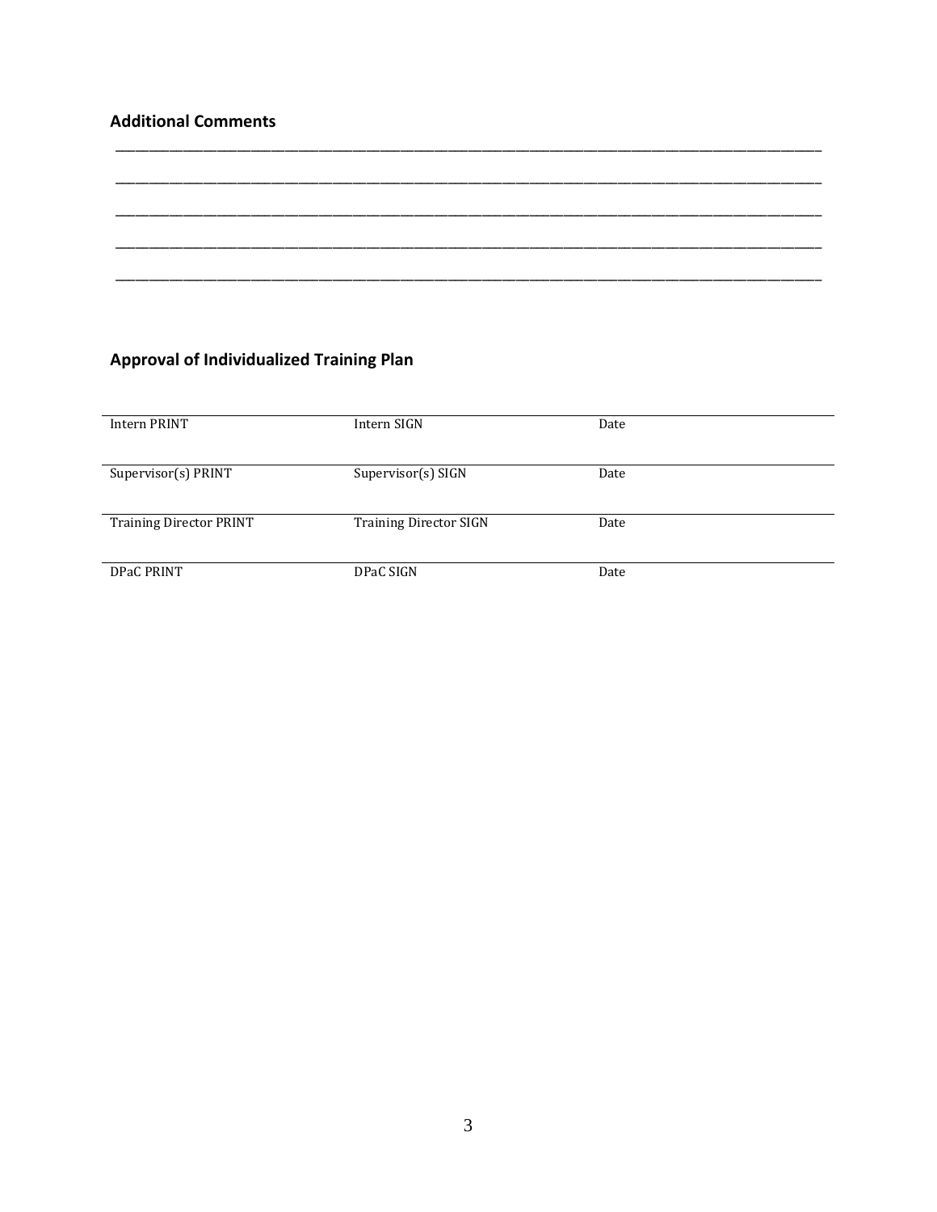## Additional Comments

\_\_\_\_\_\_\_\_\_\_\_\_\_\_\_\_\_\_\_\_\_\_\_\_\_\_\_\_\_\_\_\_\_\_\_\_\_\_\_\_\_\_\_\_\_\_\_\_\_\_\_\_\_\_\_\_\_\_\_\_\_\_\_\_\_\_\_\_\_\_\_\_\_\_\_\_\_\_\_\_\_\_\_\_\_\_\_\_\_\_\_\_\_\_\_\_

\_\_\_\_\_\_\_\_\_\_\_\_\_\_\_\_\_\_\_\_\_\_\_\_\_\_\_\_\_\_\_\_\_\_\_\_\_\_\_\_\_\_\_\_\_\_\_\_\_\_\_\_\_\_\_\_\_\_\_\_\_\_\_\_\_\_\_\_\_\_\_\_\_\_\_\_\_\_\_\_\_\_\_\_\_\_\_\_\_\_\_\_\_\_\_\_

\_\_\_\_\_\_\_\_\_\_\_\_\_\_\_\_\_\_\_\_\_\_\_\_\_\_\_\_\_\_\_\_\_\_\_\_\_\_\_\_\_\_\_\_\_\_\_\_\_\_\_\_\_\_\_\_\_\_\_\_\_\_\_\_\_\_\_\_\_\_\_\_\_\_\_\_\_\_\_\_\_\_\_\_\_\_\_\_\_\_\_\_\_\_\_\_

\_\_\_\_\_\_\_\_\_\_\_\_\_\_\_\_\_\_\_\_\_\_\_\_\_\_\_\_\_\_\_\_\_\_\_\_\_\_\_\_\_\_\_\_\_\_\_\_\_\_\_\_\_\_\_\_\_\_\_\_\_\_\_\_\_\_\_\_\_\_\_\_\_\_\_\_\_\_\_\_\_\_\_\_\_\_\_\_\_\_\_\_\_\_\_\_

\_\_\_\_\_\_\_\_\_\_\_\_\_\_\_\_\_\_\_\_\_\_\_\_\_\_\_\_\_\_\_\_\_\_\_\_\_\_\_\_\_\_\_\_\_\_\_\_\_\_\_\_\_\_\_\_\_\_\_\_\_\_\_\_\_\_\_\_\_\_\_\_\_\_\_\_\_\_\_\_\_\_\_\_\_\_\_\_\_\_\_\_\_\_\_\_

## Approval of Individualized Training Plan

| | | |
|---|---|---|
| Intern PRINT | Intern SIGN | Date |
| Supervisor(s) PRINT | Supervisor(s) SIGN | Date |
| Training Director PRINT | Training Director SIGN | Date |
| DPaC PRINT | DPaC SIGN | Date |